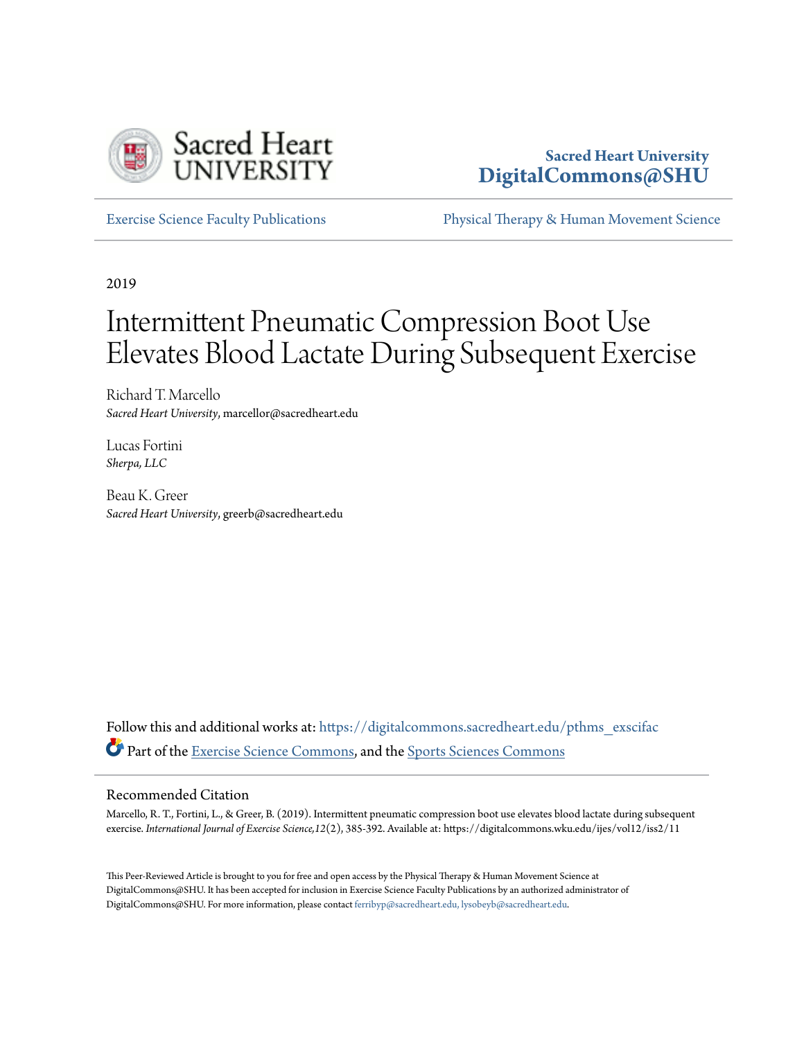Sacred Heart University
DigitalCommons@SHU

Exercise Science Faculty Publications | Physical Therapy & Human Movement Science

2019

# Intermittent Pneumatic Compression Boot Use Elevates Blood Lactate During Subsequent Exercise

Richard T. Marcello
*Sacred Heart University*, marcellor@sacredheart.edu

Lucas Fortini
*Sherpa, LLC*

Beau K. Greer
*Sacred Heart University*, greerb@sacredheart.edu

Follow this and additional works at: https://digitalcommons.sacredheart.edu/pthms_exscifac

Part of the Exercise Science Commons, and the Sports Sciences Commons

## Recommended Citation

Marcello, R. T., Fortini, L., & Greer, B. (2019). Intermittent pneumatic compression boot use elevates blood lactate during subsequent exercise. *International Journal of Exercise Science, 12*(2), 385-392. Available at: https://digitalcommons.wku.edu/ijes/vol12/iss2/11

This Peer-Reviewed Article is brought to you for free and open access by the Physical Therapy & Human Movement Science at DigitalCommons@SHU. It has been accepted for inclusion in Exercise Science Faculty Publications by an authorized administrator of DigitalCommons@SHU. For more information, please contact ferribyp@sacredheart.edu, lysobeyb@sacredheart.edu.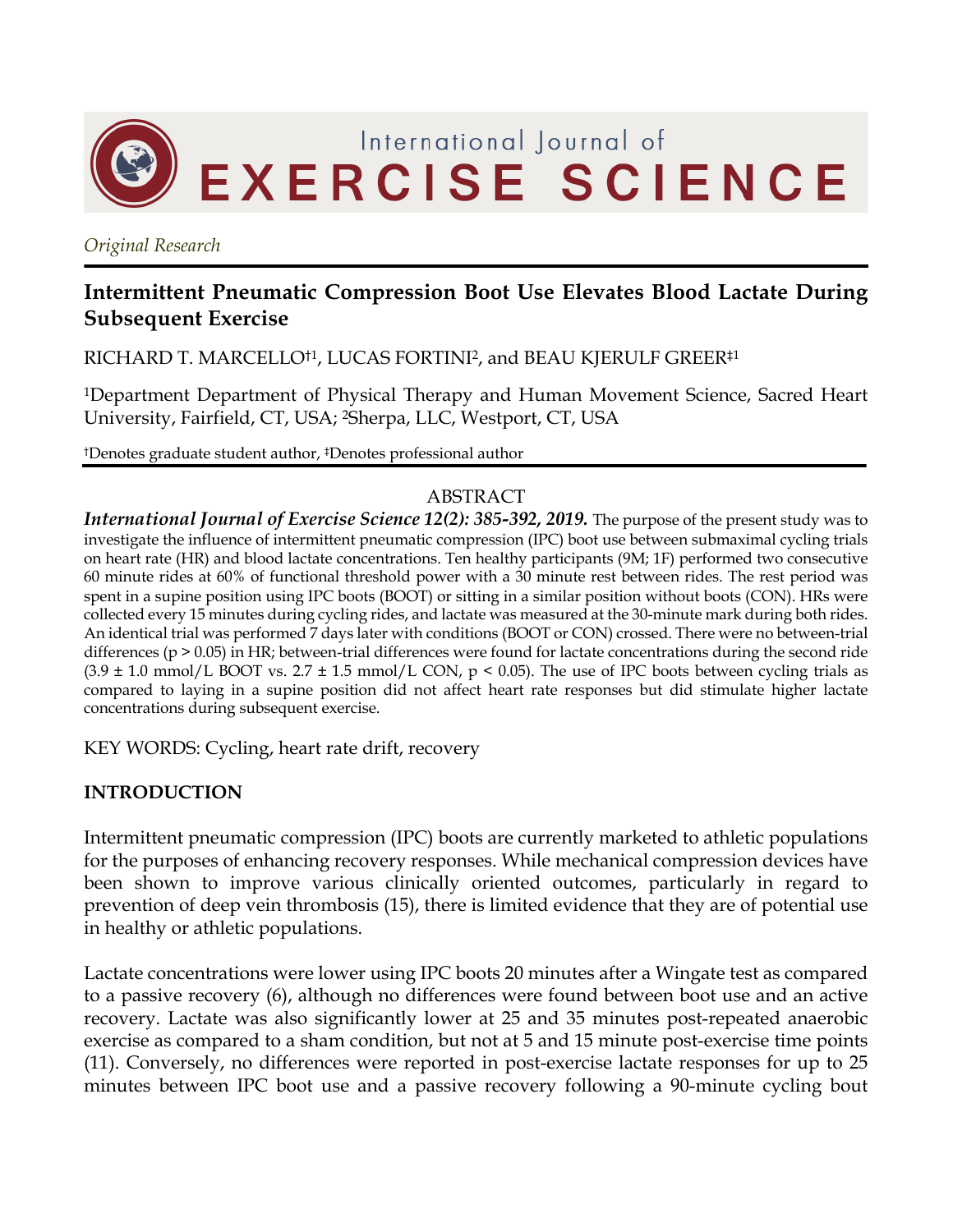*Original Research*

# Intermittent Pneumatic Compression Boot Use Elevates Blood Lactate During Subsequent Exercise

RICHARD T. MARCELLO†[1], LUCAS FORTINI[2], and BEAU KJERULF GREER‡[1]

[1]Department Department of Physical Therapy and Human Movement Science, Sacred Heart University, Fairfield, CT, USA; [2]Sherpa, LLC, Westport, CT, USA

†Denotes graduate student author, ‡Denotes professional author

## ABSTRACT

***International Journal of Exercise Science 12(2): 385-392, 2019.*** The purpose of the present study was to investigate the influence of intermittent pneumatic compression (IPC) boot use between submaximal cycling trials on heart rate (HR) and blood lactate concentrations. Ten healthy participants (9M; 1F) performed two consecutive 60 minute rides at 60% of functional threshold power with a 30 minute rest between rides. The rest period was spent in a supine position using IPC boots (BOOT) or sitting in a similar position without boots (CON). HRs were collected every 15 minutes during cycling rides, and lactate was measured at the 30-minute mark during both rides. An identical trial was performed 7 days later with conditions (BOOT or CON) crossed. There were no between-trial differences ($p > 0.05$) in HR; between-trial differences were found for lactate concentrations during the second ride (3.9 ± 1.0 mmol/L BOOT vs. 2.7 ± 1.5 mmol/L CON, $p < 0.05$). The use of IPC boots between cycling trials as compared to laying in a supine position did not affect heart rate responses but did stimulate higher lactate concentrations during subsequent exercise.

KEY WORDS: Cycling, heart rate drift, recovery

## INTRODUCTION

Intermittent pneumatic compression (IPC) boots are currently marketed to athletic populations for the purposes of enhancing recovery responses. While mechanical compression devices have been shown to improve various clinically oriented outcomes, particularly in regard to prevention of deep vein thrombosis (15), there is limited evidence that they are of potential use in healthy or athletic populations.

Lactate concentrations were lower using IPC boots 20 minutes after a Wingate test as compared to a passive recovery (6), although no differences were found between boot use and an active recovery. Lactate was also significantly lower at 25 and 35 minutes post-repeated anaerobic exercise as compared to a sham condition, but not at 5 and 15 minute post-exercise time points (11). Conversely, no differences were reported in post-exercise lactate responses for up to 25 minutes between IPC boot use and a passive recovery following a 90-minute cycling bout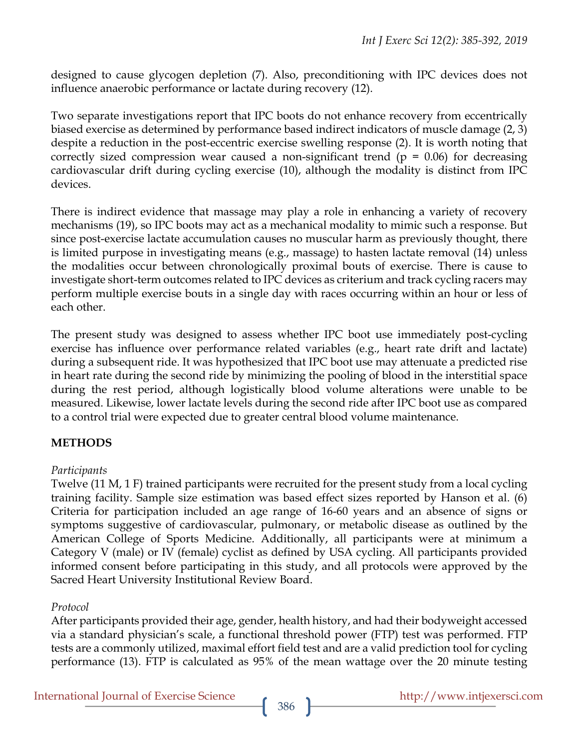designed to cause glycogen depletion (7). Also, preconditioning with IPC devices does not influence anaerobic performance or lactate during recovery (12).

Two separate investigations report that IPC boots do not enhance recovery from eccentrically biased exercise as determined by performance based indirect indicators of muscle damage (2, 3) despite a reduction in the post-eccentric exercise swelling response (2). It is worth noting that correctly sized compression wear caused a non-significant trend ($p = 0.06$) for decreasing cardiovascular drift during cycling exercise (10), although the modality is distinct from IPC devices.

There is indirect evidence that massage may play a role in enhancing a variety of recovery mechanisms (19), so IPC boots may act as a mechanical modality to mimic such a response. But since post-exercise lactate accumulation causes no muscular harm as previously thought, there is limited purpose in investigating means (e.g., massage) to hasten lactate removal (14) unless the modalities occur between chronologically proximal bouts of exercise. There is cause to investigate short-term outcomes related to IPC devices as criterium and track cycling racers may perform multiple exercise bouts in a single day with races occurring within an hour or less of each other.

The present study was designed to assess whether IPC boot use immediately post-cycling exercise has influence over performance related variables (e.g., heart rate drift and lactate) during a subsequent ride. It was hypothesized that IPC boot use may attenuate a predicted rise in heart rate during the second ride by minimizing the pooling of blood in the interstitial space during the rest period, although logistically blood volume alterations were unable to be measured. Likewise, lower lactate levels during the second ride after IPC boot use as compared to a control trial were expected due to greater central blood volume maintenance.

## METHODS

*Participants*

Twelve (11 M, 1 F) trained participants were recruited for the present study from a local cycling training facility. Sample size estimation was based effect sizes reported by Hanson et al. (6) Criteria for participation included an age range of 16-60 years and an absence of signs or symptoms suggestive of cardiovascular, pulmonary, or metabolic disease as outlined by the American College of Sports Medicine. Additionally, all participants were at minimum a Category V (male) or IV (female) cyclist as defined by USA cycling. All participants provided informed consent before participating in this study, and all protocols were approved by the Sacred Heart University Institutional Review Board.

*Protocol*

After participants provided their age, gender, health history, and had their bodyweight accessed via a standard physician's scale, a functional threshold power (FTP) test was performed. FTP tests are a commonly utilized, maximal effort field test and are a valid prediction tool for cycling performance (13). FTP is calculated as 95% of the mean wattage over the 20 minute testing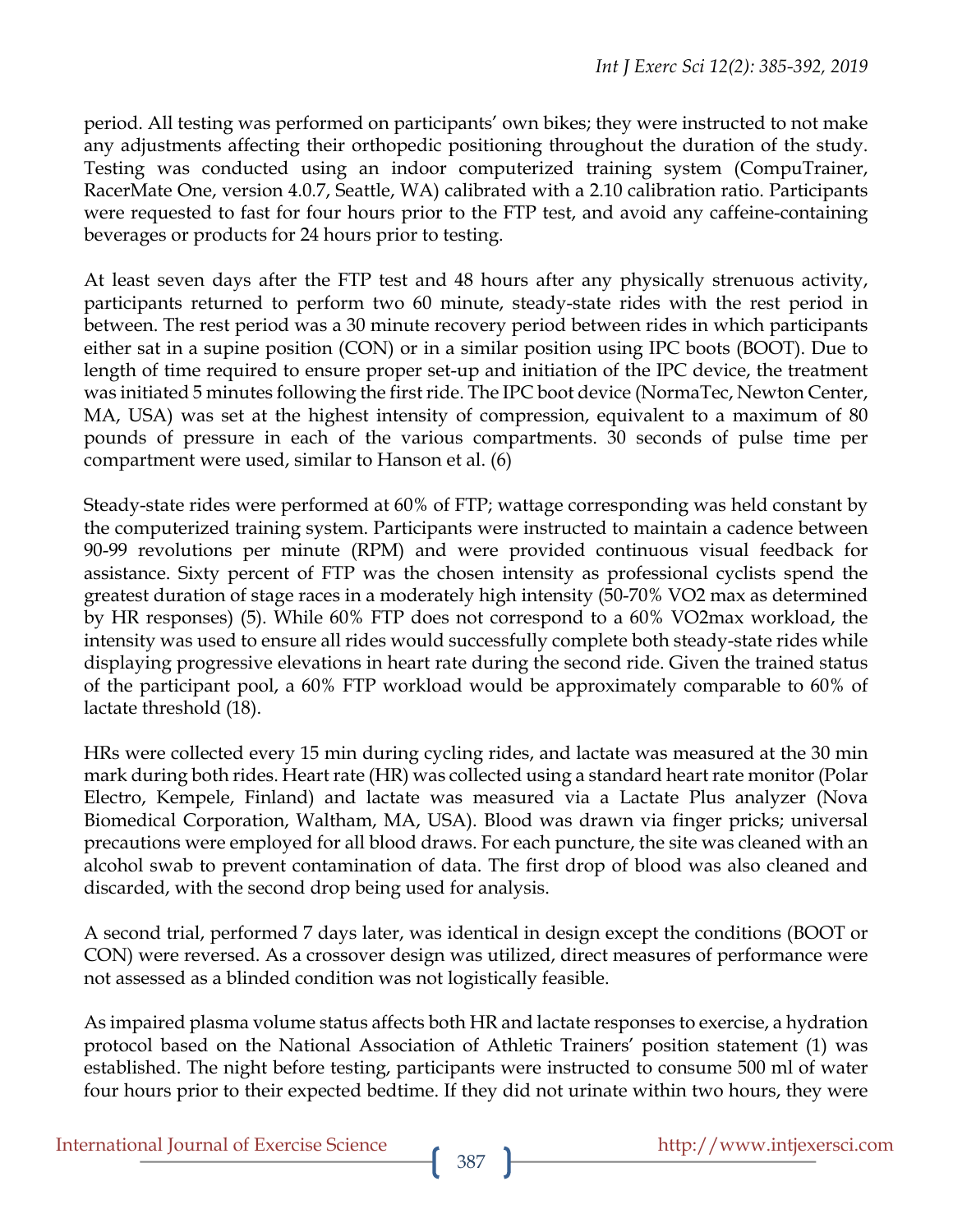period. All testing was performed on participants' own bikes; they were instructed to not make any adjustments affecting their orthopedic positioning throughout the duration of the study. Testing was conducted using an indoor computerized training system (CompuTrainer, RacerMate One, version 4.0.7, Seattle, WA) calibrated with a 2.10 calibration ratio. Participants were requested to fast for four hours prior to the FTP test, and avoid any caffeine-containing beverages or products for 24 hours prior to testing.

At least seven days after the FTP test and 48 hours after any physically strenuous activity, participants returned to perform two 60 minute, steady-state rides with the rest period in between. The rest period was a 30 minute recovery period between rides in which participants either sat in a supine position (CON) or in a similar position using IPC boots (BOOT). Due to length of time required to ensure proper set-up and initiation of the IPC device, the treatment was initiated 5 minutes following the first ride. The IPC boot device (NormaTec, Newton Center, MA, USA) was set at the highest intensity of compression, equivalent to a maximum of 80 pounds of pressure in each of the various compartments. 30 seconds of pulse time per compartment were used, similar to Hanson et al. (6)

Steady-state rides were performed at 60% of FTP; wattage corresponding was held constant by the computerized training system. Participants were instructed to maintain a cadence between 90-99 revolutions per minute (RPM) and were provided continuous visual feedback for assistance. Sixty percent of FTP was the chosen intensity as professional cyclists spend the greatest duration of stage races in a moderately high intensity (50-70% VO2 max as determined by HR responses) (5). While 60% FTP does not correspond to a 60% VO2max workload, the intensity was used to ensure all rides would successfully complete both steady-state rides while displaying progressive elevations in heart rate during the second ride. Given the trained status of the participant pool, a 60% FTP workload would be approximately comparable to 60% of lactate threshold (18).

HRs were collected every 15 min during cycling rides, and lactate was measured at the 30 min mark during both rides. Heart rate (HR) was collected using a standard heart rate monitor (Polar Electro, Kempele, Finland) and lactate was measured via a Lactate Plus analyzer (Nova Biomedical Corporation, Waltham, MA, USA). Blood was drawn via finger pricks; universal precautions were employed for all blood draws. For each puncture, the site was cleaned with an alcohol swab to prevent contamination of data. The first drop of blood was also cleaned and discarded, with the second drop being used for analysis.

A second trial, performed 7 days later, was identical in design except the conditions (BOOT or CON) were reversed. As a crossover design was utilized, direct measures of performance were not assessed as a blinded condition was not logistically feasible.

As impaired plasma volume status affects both HR and lactate responses to exercise, a hydration protocol based on the National Association of Athletic Trainers' position statement (1) was established. The night before testing, participants were instructed to consume 500 ml of water four hours prior to their expected bedtime. If they did not urinate within two hours, they were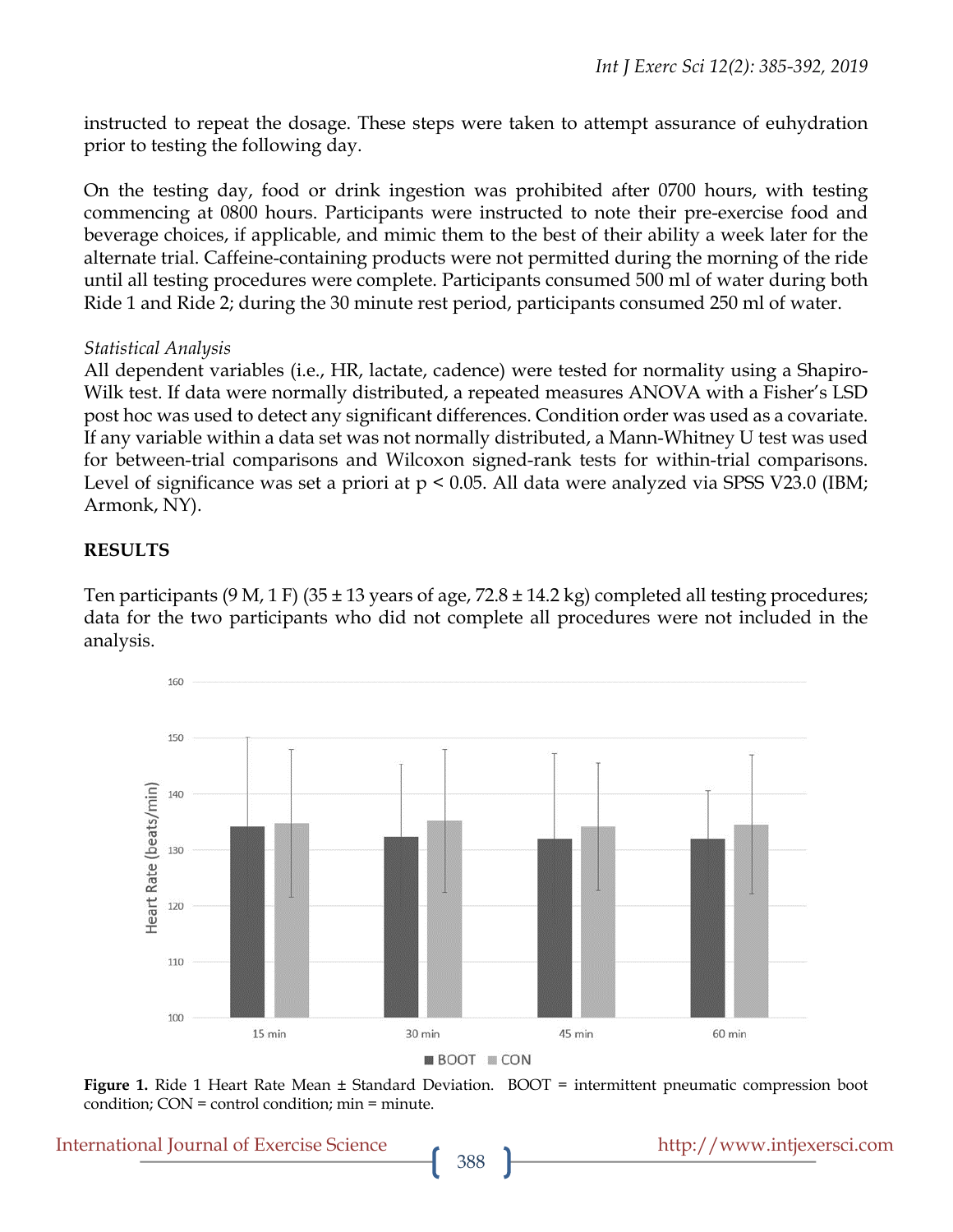instructed to repeat the dosage. These steps were taken to attempt assurance of euhydration prior to testing the following day.

On the testing day, food or drink ingestion was prohibited after 0700 hours, with testing commencing at 0800 hours. Participants were instructed to note their pre-exercise food and beverage choices, if applicable, and mimic them to the best of their ability a week later for the alternate trial. Caffeine-containing products were not permitted during the morning of the ride until all testing procedures were complete. Participants consumed 500 ml of water during both Ride 1 and Ride 2; during the 30 minute rest period, participants consumed 250 ml of water.

*Statistical Analysis*

All dependent variables (i.e., HR, lactate, cadence) were tested for normality using a Shapiro-Wilk test. If data were normally distributed, a repeated measures ANOVA with a Fisher's LSD post hoc was used to detect any significant differences. Condition order was used as a covariate. If any variable within a data set was not normally distributed, a Mann-Whitney U test was used for between-trial comparisons and Wilcoxon signed-rank tests for within-trial comparisons. Level of significance was set a priori at $p < 0.05$. All data were analyzed via SPSS V23.0 (IBM; Armonk, NY).

## RESULTS

Ten participants (9 M, 1 F) (35 ± 13 years of age, 72.8 ± 14.2 kg) completed all testing procedures; data for the two participants who did not complete all procedures were not included in the analysis.

**Figure 1.** Ride 1 Heart Rate Mean ± Standard Deviation. BOOT = intermittent pneumatic compression boot condition; CON = control condition; min = minute.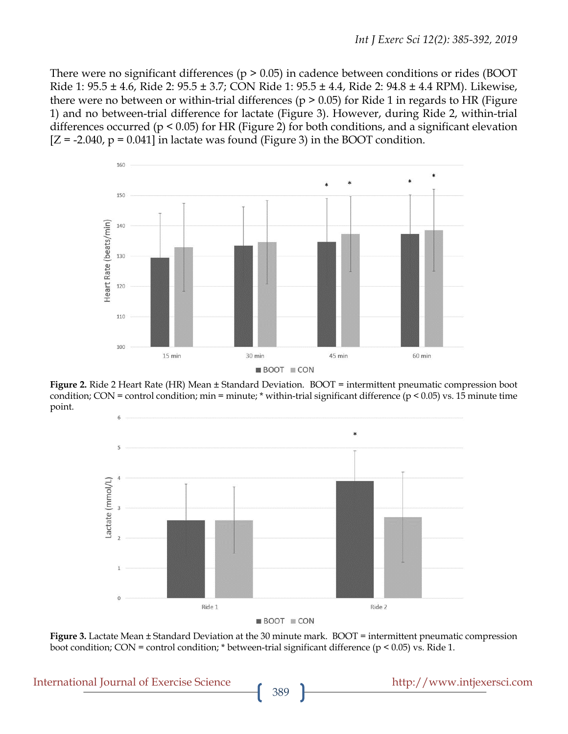There were no significant differences ($p > 0.05$) in cadence between conditions or rides (BOOT Ride 1: 95.5 ± 4.6, Ride 2: 95.5 ± 3.7; CON Ride 1: 95.5 ± 4.4, Ride 2: 94.8 ± 4.4 RPM). Likewise, there were no between or within-trial differences ($p > 0.05$) for Ride 1 in regards to HR (Figure 1) and no between-trial difference for lactate (Figure 3). However, during Ride 2, within-trial differences occurred ($p < 0.05$) for HR (Figure 2) for both conditions, and a significant elevation [$Z = -2.040$, $p = 0.041$] in lactate was found (Figure 3) in the BOOT condition.

**Figure 2.** Ride 2 Heart Rate (HR) Mean ± Standard Deviation. BOOT = intermittent pneumatic compression boot condition; CON = control condition; min = minute; * within-trial significant difference ($p < 0.05$) vs. 15 minute time point.

**Figure 3.** Lactate Mean ± Standard Deviation at the 30 minute mark. BOOT = intermittent pneumatic compression boot condition; CON = control condition; * between-trial significant difference ($p < 0.05$) vs. Ride 1.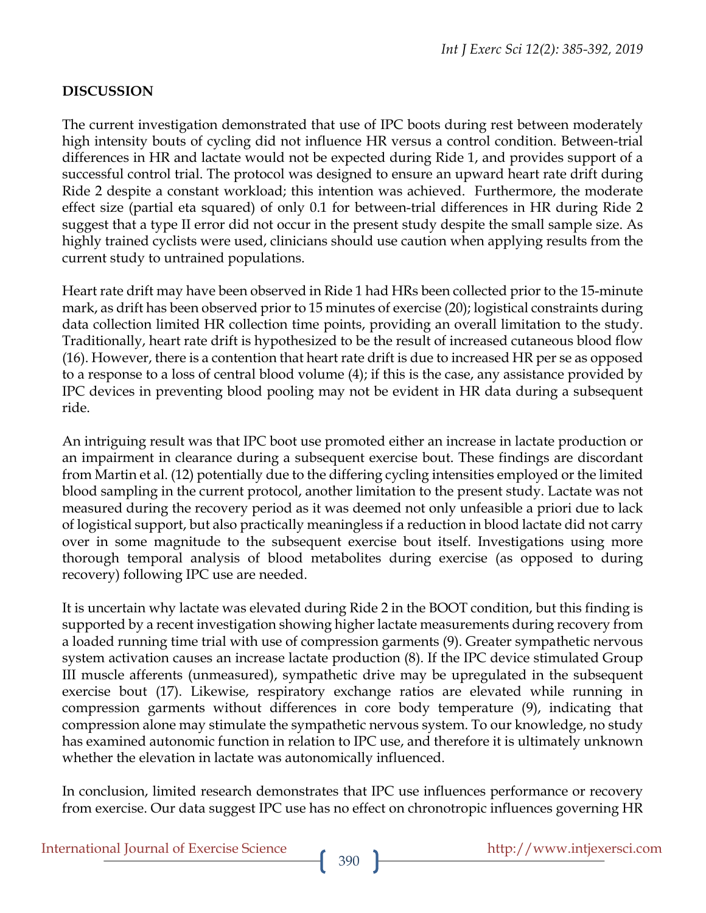## DISCUSSION

The current investigation demonstrated that use of IPC boots during rest between moderately high intensity bouts of cycling did not influence HR versus a control condition. Between-trial differences in HR and lactate would not be expected during Ride 1, and provides support of a successful control trial. The protocol was designed to ensure an upward heart rate drift during Ride 2 despite a constant workload; this intention was achieved. Furthermore, the moderate effect size (partial eta squared) of only 0.1 for between-trial differences in HR during Ride 2 suggest that a type II error did not occur in the present study despite the small sample size. As highly trained cyclists were used, clinicians should use caution when applying results from the current study to untrained populations.

Heart rate drift may have been observed in Ride 1 had HRs been collected prior to the 15-minute mark, as drift has been observed prior to 15 minutes of exercise (20); logistical constraints during data collection limited HR collection time points, providing an overall limitation to the study. Traditionally, heart rate drift is hypothesized to be the result of increased cutaneous blood flow (16). However, there is a contention that heart rate drift is due to increased HR per se as opposed to a response to a loss of central blood volume (4); if this is the case, any assistance provided by IPC devices in preventing blood pooling may not be evident in HR data during a subsequent ride.

An intriguing result was that IPC boot use promoted either an increase in lactate production or an impairment in clearance during a subsequent exercise bout. These findings are discordant from Martin et al. (12) potentially due to the differing cycling intensities employed or the limited blood sampling in the current protocol, another limitation to the present study. Lactate was not measured during the recovery period as it was deemed not only unfeasible a priori due to lack of logistical support, but also practically meaningless if a reduction in blood lactate did not carry over in some magnitude to the subsequent exercise bout itself. Investigations using more thorough temporal analysis of blood metabolites during exercise (as opposed to during recovery) following IPC use are needed.

It is uncertain why lactate was elevated during Ride 2 in the BOOT condition, but this finding is supported by a recent investigation showing higher lactate measurements during recovery from a loaded running time trial with use of compression garments (9). Greater sympathetic nervous system activation causes an increase lactate production (8). If the IPC device stimulated Group III muscle afferents (unmeasured), sympathetic drive may be upregulated in the subsequent exercise bout (17). Likewise, respiratory exchange ratios are elevated while running in compression garments without differences in core body temperature (9), indicating that compression alone may stimulate the sympathetic nervous system. To our knowledge, no study has examined autonomic function in relation to IPC use, and therefore it is ultimately unknown whether the elevation in lactate was autonomically influenced.

In conclusion, limited research demonstrates that IPC use influences performance or recovery from exercise. Our data suggest IPC use has no effect on chronotropic influences governing HR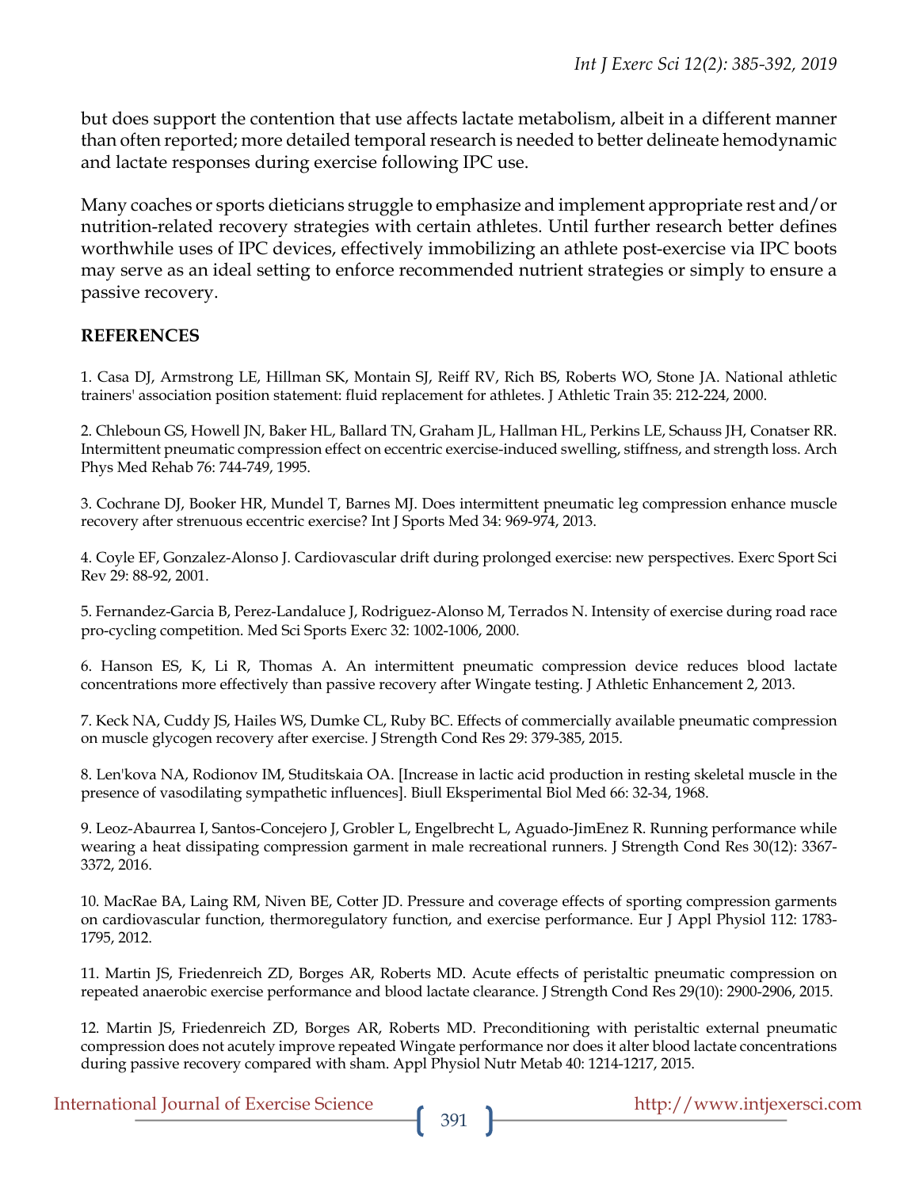but does support the contention that use affects lactate metabolism, albeit in a different manner than often reported; more detailed temporal research is needed to better delineate hemodynamic and lactate responses during exercise following IPC use.

Many coaches or sports dieticians struggle to emphasize and implement appropriate rest and/or nutrition-related recovery strategies with certain athletes. Until further research better defines worthwhile uses of IPC devices, effectively immobilizing an athlete post-exercise via IPC boots may serve as an ideal setting to enforce recommended nutrient strategies or simply to ensure a passive recovery.

## REFERENCES

1. Casa DJ, Armstrong LE, Hillman SK, Montain SJ, Reiff RV, Rich BS, Roberts WO, Stone JA. National athletic trainers' association position statement: fluid replacement for athletes. J Athletic Train 35: 212-224, 2000.

2. Chleboun GS, Howell JN, Baker HL, Ballard TN, Graham JL, Hallman HL, Perkins LE, Schauss JH, Conatser RR. Intermittent pneumatic compression effect on eccentric exercise-induced swelling, stiffness, and strength loss. Arch Phys Med Rehab 76: 744-749, 1995.

3. Cochrane DJ, Booker HR, Mundel T, Barnes MJ. Does intermittent pneumatic leg compression enhance muscle recovery after strenuous eccentric exercise? Int J Sports Med 34: 969-974, 2013.

4. Coyle EF, Gonzalez-Alonso J. Cardiovascular drift during prolonged exercise: new perspectives. Exerc Sport Sci Rev 29: 88-92, 2001.

5. Fernandez-Garcia B, Perez-Landaluce J, Rodriguez-Alonso M, Terrados N. Intensity of exercise during road race pro-cycling competition. Med Sci Sports Exerc 32: 1002-1006, 2000.

6. Hanson ES, K, Li R, Thomas A. An intermittent pneumatic compression device reduces blood lactate concentrations more effectively than passive recovery after Wingate testing. J Athletic Enhancement 2, 2013.

7. Keck NA, Cuddy JS, Hailes WS, Dumke CL, Ruby BC. Effects of commercially available pneumatic compression on muscle glycogen recovery after exercise. J Strength Cond Res 29: 379-385, 2015.

8. Len'kova NA, Rodionov IM, Studitskaia OA. [Increase in lactic acid production in resting skeletal muscle in the presence of vasodilating sympathetic influences]. Biull Eksperimental Biol Med 66: 32-34, 1968.

9. Leoz-Abaurrea I, Santos-Concejero J, Grobler L, Engelbrecht L, Aguado-JimEnez R. Running performance while wearing a heat dissipating compression garment in male recreational runners. J Strength Cond Res 30(12): 3367-3372, 2016.

10. MacRae BA, Laing RM, Niven BE, Cotter JD. Pressure and coverage effects of sporting compression garments on cardiovascular function, thermoregulatory function, and exercise performance. Eur J Appl Physiol 112: 1783-1795, 2012.

11. Martin JS, Friedenreich ZD, Borges AR, Roberts MD. Acute effects of peristaltic pneumatic compression on repeated anaerobic exercise performance and blood lactate clearance. J Strength Cond Res 29(10): 2900-2906, 2015.

12. Martin JS, Friedenreich ZD, Borges AR, Roberts MD. Preconditioning with peristaltic external pneumatic compression does not acutely improve repeated Wingate performance nor does it alter blood lactate concentrations during passive recovery compared with sham. Appl Physiol Nutr Metab 40: 1214-1217, 2015.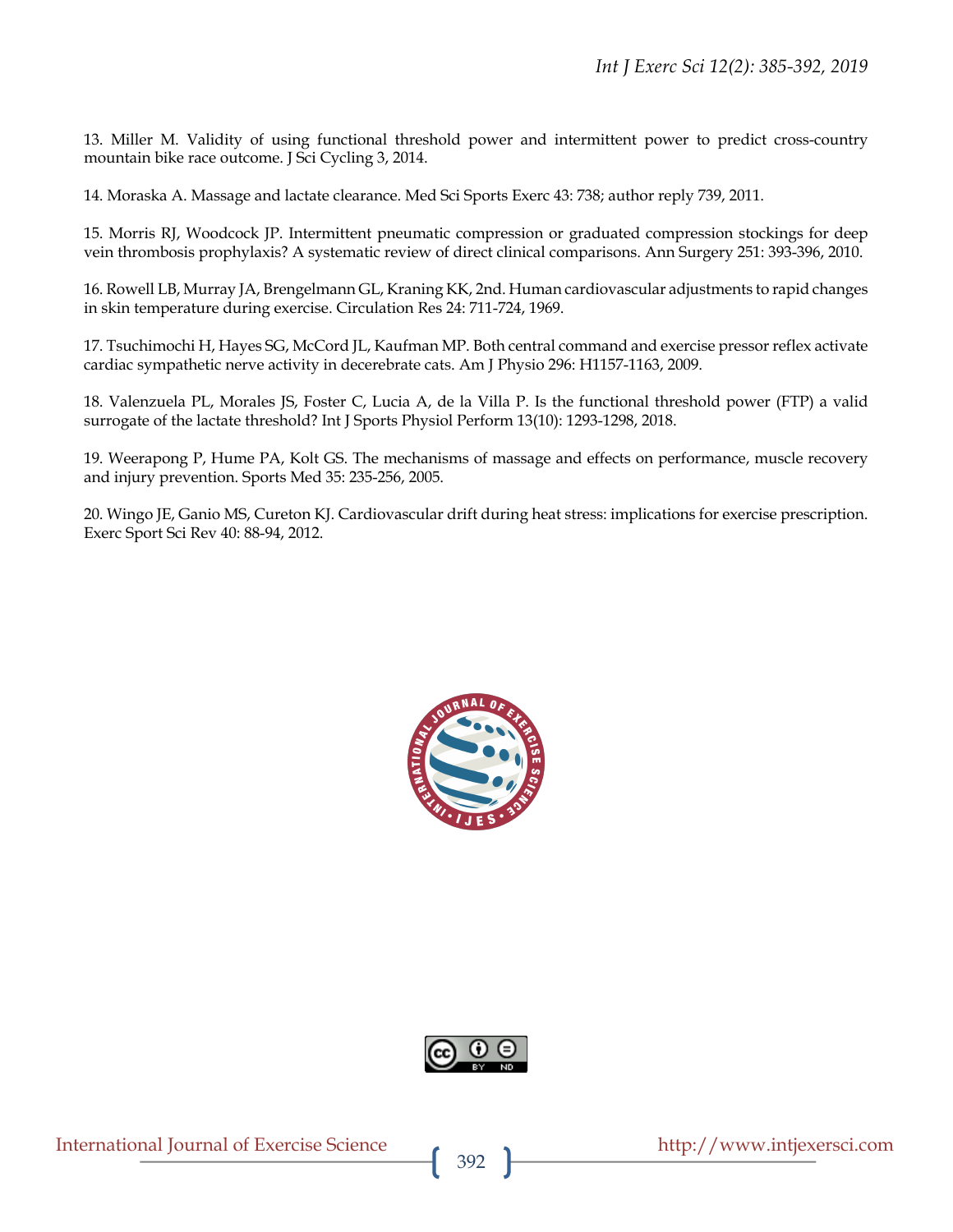13. Miller M. Validity of using functional threshold power and intermittent power to predict cross-country mountain bike race outcome. J Sci Cycling 3, 2014.

14. Moraska A. Massage and lactate clearance. Med Sci Sports Exerc 43: 738; author reply 739, 2011.

15. Morris RJ, Woodcock JP. Intermittent pneumatic compression or graduated compression stockings for deep vein thrombosis prophylaxis? A systematic review of direct clinical comparisons. Ann Surgery 251: 393-396, 2010.

16. Rowell LB, Murray JA, Brengelmann GL, Kraning KK, 2nd. Human cardiovascular adjustments to rapid changes in skin temperature during exercise. Circulation Res 24: 711-724, 1969.

17. Tsuchimochi H, Hayes SG, McCord JL, Kaufman MP. Both central command and exercise pressor reflex activate cardiac sympathetic nerve activity in decerebrate cats. Am J Physio 296: H1157-1163, 2009.

18. Valenzuela PL, Morales JS, Foster C, Lucia A, de la Villa P. Is the functional threshold power (FTP) a valid surrogate of the lactate threshold? Int J Sports Physiol Perform 13(10): 1293-1298, 2018.

19. Weerapong P, Hume PA, Kolt GS. The mechanisms of massage and effects on performance, muscle recovery and injury prevention. Sports Med 35: 235-256, 2005.

20. Wingo JE, Ganio MS, Cureton KJ. Cardiovascular drift during heat stress: implications for exercise prescription. Exerc Sport Sci Rev 40: 88-94, 2012.